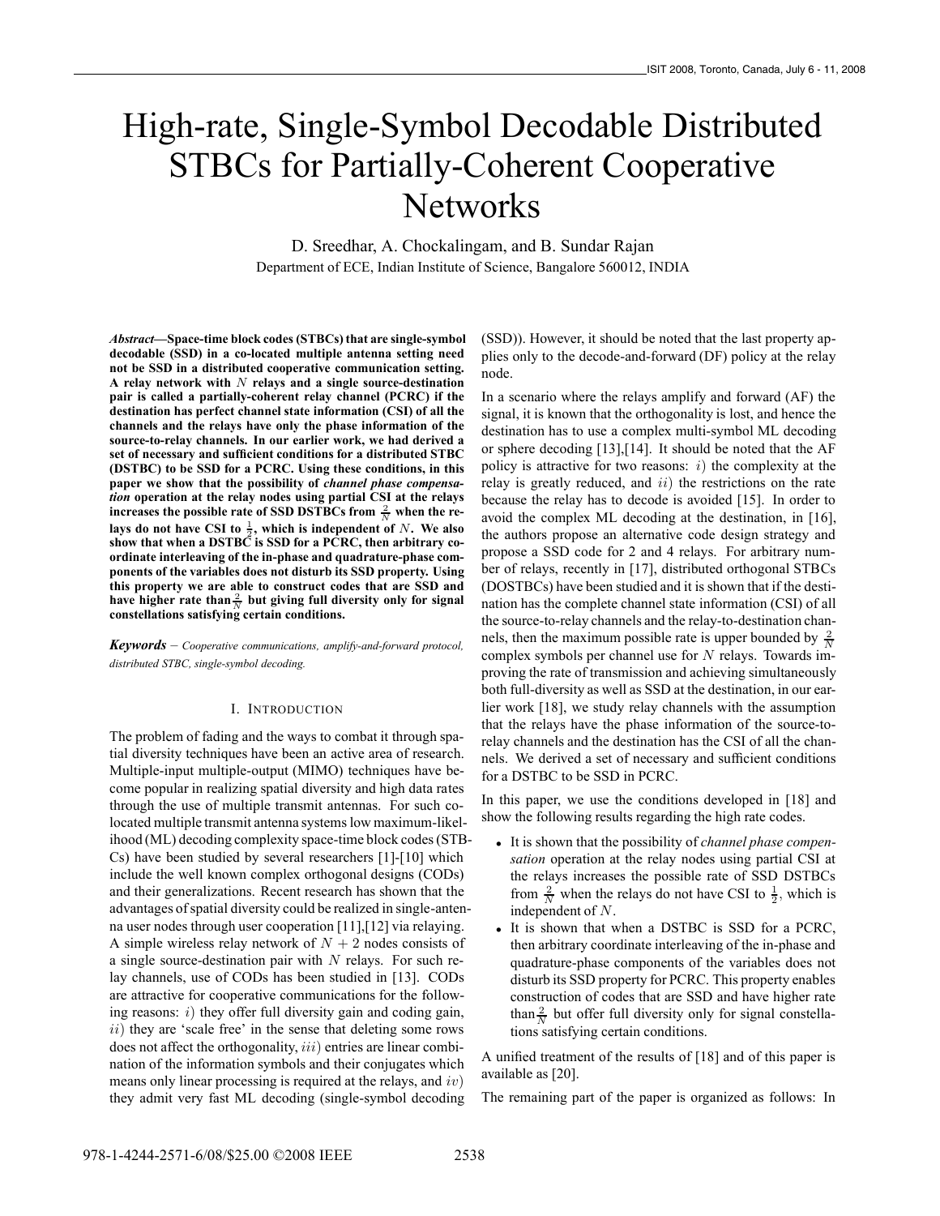# High-rate, Single-Symbol Decodable Distributed STBCs for Partially-Coherent Cooperative Networks

D. Sreedhar, A. Chockalingam, and B. Sundar Rajan

Department of ECE, Indian Institute of Science, Bangalore 560012, INDIA

***Abstract*—Space-time block codes (STBCs) that are single-symbol decodable (SSD) in a co-located multiple antenna setting need not be SSD in a distributed cooperative communication setting. A relay network with $N$ relays and a single source-destination pair is called a partially-coherent relay channel (PCRC) if the destination has perfect channel state information (CSI) of all the channels and the relays have only the phase information of the source-to-relay channels. In our earlier work, we had derived a set of necessary and sufficient conditions for a distributed STBC (DSTBC) to be SSD for a PCRC. Using these conditions, in this paper we show that the possibility of *channel phase compensation* operation at the relay nodes using partial CSI at the relays increases the possible rate of SSD DSTBCs from $\frac{2}{N}$ when the relays do not have CSI to $\frac{1}{2}$, which is independent of $N$. We also show that when a DSTBC is SSD for a PCRC, then arbitrary coordinate interleaving of the in-phase and quadrature-phase components of the variables does not disturb its SSD property. Using this property we are able to construct codes that are SSD and have higher rate than $\frac{2}{N}$ but giving full diversity only for signal constellations satisfying certain conditions.**

***Keywords*** – *Cooperative communications, amplify-and-forward protocol, distributed STBC, single-symbol decoding.*

## I. Introduction

The problem of fading and the ways to combat it through spatial diversity techniques have been an active area of research. Multiple-input multiple-output (MIMO) techniques have become popular in realizing spatial diversity and high data rates through the use of multiple transmit antennas. For such co-located multiple transmit antenna systems low maximum-likelihood (ML) decoding complexity space-time block codes (STBCs) have been studied by several researchers [1]-[10] which include the well known complex orthogonal designs (CODs) and their generalizations. Recent research has shown that the advantages of spatial diversity could be realized in single-antenna user nodes through user cooperation [11],[12] via relaying. A simple wireless relay network of $N+2$ nodes consists of a single source-destination pair with $N$ relays. For such relay channels, use of CODs has been studied in [13]. CODs are attractive for cooperative communications for the following reasons: $i)$ they offer full diversity gain and coding gain, $ii)$ they are 'scale free' in the sense that deleting some rows does not affect the orthogonality, $iii)$ entries are linear combination of the information symbols and their conjugates which means only linear processing is required at the relays, and $iv)$ they admit very fast ML decoding (single-symbol decoding (SSD)). However, it should be noted that the last property applies only to the decode-and-forward (DF) policy at the relay node.

In a scenario where the relays amplify and forward (AF) the signal, it is known that the orthogonality is lost, and hence the destination has to use a complex multi-symbol ML decoding or sphere decoding [13],[14]. It should be noted that the AF policy is attractive for two reasons: $i)$ the complexity at the relay is greatly reduced, and $ii)$ the restrictions on the rate because the relay has to decode is avoided [15]. In order to avoid the complex ML decoding at the destination, in [16], the authors propose an alternative code design strategy and propose a SSD code for 2 and 4 relays. For arbitrary number of relays, recently in [17], distributed orthogonal STBCs (DOSTBCs) have been studied and it is shown that if the destination has the complete channel state information (CSI) of all the source-to-relay channels and the relay-to-destination channels, then the maximum possible rate is upper bounded by $\frac{2}{N}$ complex symbols per channel use for $N$ relays. Towards improving the rate of transmission and achieving simultaneously both full-diversity as well as SSD at the destination, in our earlier work [18], we study relay channels with the assumption that the relays have the phase information of the source-to-relay channels and the destination has the CSI of all the channels. We derived a set of necessary and sufficient conditions for a DSTBC to be SSD in PCRC.

In this paper, we use the conditions developed in [18] and show the following results regarding the high rate codes.

- It is shown that the possibility of *channel phase compensation* operation at the relay nodes using partial CSI at the relays increases the possible rate of SSD DSTBCs from $\frac{2}{N}$ when the relays do not have CSI to $\frac{1}{2}$, which is independent of $N$.
- It is shown that when a DSTBC is SSD for a PCRC, then arbitrary coordinate interleaving of the in-phase and quadrature-phase components of the variables does not disturb its SSD property for PCRC. This property enables construction of codes that are SSD and have higher rate than $\frac{2}{N}$ but offer full diversity only for signal constellations satisfying certain conditions.

A unified treatment of the results of [18] and of this paper is available as [20].

The remaining part of the paper is organized as follows: In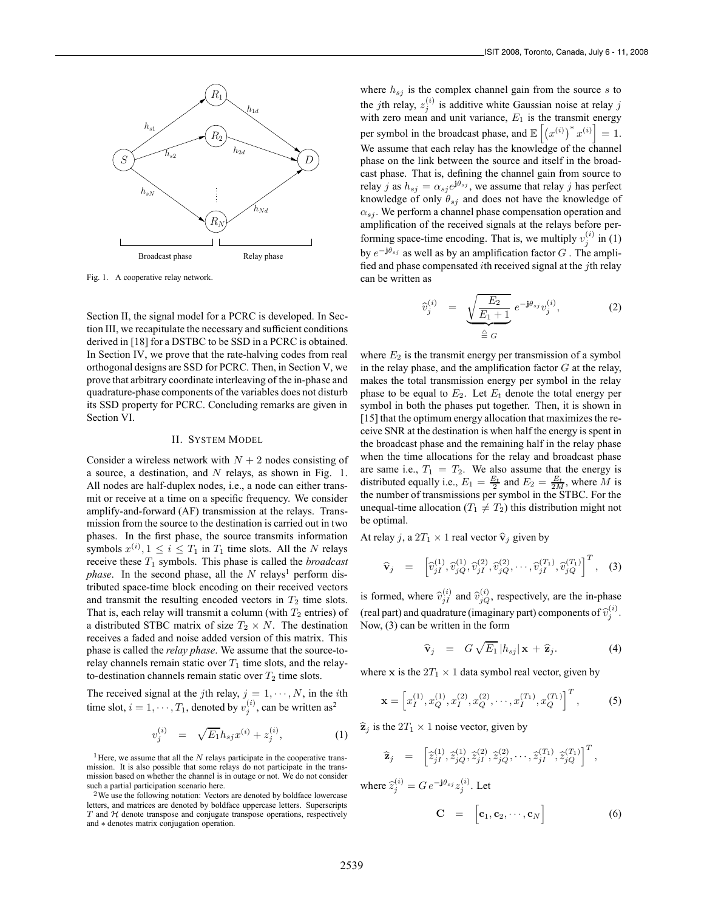Fig. 1. A cooperative relay network.

Section II, the signal model for a PCRC is developed. In Section III, we recapitulate the necessary and sufficient conditions derived in [18] for a DSTBC to be SSD in a PCRC is obtained. In Section IV, we prove that the rate-halving codes from real orthogonal designs are SSD for PCRC. Then, in Section V, we prove that arbitrary coordinate interleaving of the in-phase and quadrature-phase components of the variables does not disturb its SSD property for PCRC. Concluding remarks are given in Section VI.

## II. System Model

Consider a wireless network with $N+2$ nodes consisting of a source, a destination, and $N$ relays, as shown in Fig. 1. All nodes are half-duplex nodes, i.e., a node can either transmit or receive at a time on a specific frequency. We consider amplify-and-forward (AF) transmission at the relays. Transmission from the source to the destination is carried out in two phases. In the first phase, the source transmits information symbols $x^{(i)}, 1 \leq i \leq T_1$ in $T_1$ time slots. All the $N$ relays receive these $T_1$ symbols. This phase is called the *broadcast phase*. In the second phase, all the $N$ relays[1] perform distributed space-time block encoding on their received vectors and transmit the resulting encoded vectors in $T_2$ time slots. That is, each relay will transmit a column (with $T_2$ entries) of a distributed STBC matrix of size $T_2 \times N$. The destination receives a faded and noise added version of this matrix. This phase is called the *relay phase*. We assume that the source-to-relay channels remain static over $T_1$ time slots, and the relay-to-destination channels remain static over $T_2$ time slots.

The received signal at the $j$th relay, $j = 1, \cdots, N$, in the $i$th time slot, $i = 1, \cdots, T_1$, denoted by $v_j^{(i)}$, can be written as[2]

$$v_j^{(i)} = \sqrt{E_1} h_{sj} x^{(i)} + z_j^{(i)}, \tag{1}$$

where $h_{sj}$ is the complex channel gain from the source $s$ to the $j$th relay, $z_j^{(i)}$ is additive white Gaussian noise at relay $j$ with zero mean and unit variance, $E_1$ is the transmit energy per symbol in the broadcast phase, and $\mathbb{E}\left[\left(x^{(i)}\right)^* x^{(i)}\right] = 1$. We assume that each relay has the knowledge of the channel phase on the link between the source and itself in the broadcast phase. That is, defining the channel gain from source to relay $j$ as $h_{sj} = \alpha_{sj} e^{\mathbf{j}\theta_{sj}}$, we assume that relay $j$ has perfect knowledge of only $\theta_{sj}$ and does not have the knowledge of $\alpha_{sj}$. We perform a channel phase compensation operation and amplification of the received signals at the relays before performing space-time encoding. That is, we multiply $v_j^{(i)}$ in (1) by $e^{-\mathbf{j}\theta_{sj}}$ as well as by an amplification factor $G$ . The amplified and phase compensated $i$th received signal at the $j$th relay can be written as

$$\widehat{v}_j^{(i)} = \underbrace{\sqrt{\frac{E_2}{E_1+1}}}_{\triangleq\, G} e^{-\mathbf{j}\theta_{sj}} v_j^{(i)}, \tag{2}$$

where $E_2$ is the transmit energy per transmission of a symbol in the relay phase, and the amplification factor $G$ at the relay, makes the total transmission energy per symbol in the relay phase to be equal to $E_2$. Let $E_t$ denote the total energy per symbol in both the phases put together. Then, it is shown in [15] that the optimum energy allocation that maximizes the receive SNR at the destination is when half the energy is spent in the broadcast phase and the remaining half in the relay phase when the time allocations for the relay and broadcast phase are same i.e., $T_1 = T_2$. We also assume that the energy is distributed equally i.e., $E_1 = \frac{E_t}{2}$ and $E_2 = \frac{E_t}{2M}$, where $M$ is the number of transmissions per symbol in the STBC. For the unequal-time allocation ($T_1 \neq T_2$) this distribution might not be optimal.

At relay $j$, a $2T_1 \times 1$ real vector $\widehat{\mathbf{v}}_j$ given by

$$\widehat{\mathbf{v}}_j = \left[\widehat{v}_{jI}^{(1)}, \widehat{v}_{jQ}^{(1)}, \widehat{v}_{jI}^{(2)}, \widehat{v}_{jQ}^{(2)}, \cdots, \widehat{v}_{jI}^{(T_1)}, \widehat{v}_{jQ}^{(T_1)}\right]^T, \tag{3}$$

is formed, where $\widehat{v}_{jI}^{(i)}$ and $\widehat{v}_{jQ}^{(i)}$, respectively, are the in-phase (real part) and quadrature (imaginary part) components of $\widehat{v}_j^{(i)}$. Now, (3) can be written in the form

$$\widehat{\mathbf{v}}_j = G\sqrt{E_1}\,|h_{sj}|\,\mathbf{x} + \widehat{\mathbf{z}}_j. \tag{4}$$

where $\mathbf{x}$ is the $2T_1 \times 1$ data symbol real vector, given by

$$\mathbf{x} = \left[x_I^{(1)}, x_Q^{(1)}, x_I^{(2)}, x_Q^{(2)}, \cdots, x_I^{(T_1)}, x_Q^{(T_1)}\right]^T, \tag{5}$$

$\widehat{\mathbf{z}}_j$ is the $2T_1 \times 1$ noise vector, given by

$$\widehat{\mathbf{z}}_j = \left[\widehat{z}_{jI}^{(1)}, \widehat{z}_{jQ}^{(1)}, \widehat{z}_{jI}^{(2)}, \widehat{z}_{jQ}^{(2)}, \cdots, \widehat{z}_{jI}^{(T_1)}, \widehat{z}_{jQ}^{(T_1)}\right]^T,$$

where $\widehat{z}_j^{(i)} = G\, e^{-\mathbf{j}\theta_{sj}} z_j^{(i)}$. Let

$$\mathbf{C} = \left[\mathbf{c}_1, \mathbf{c}_2, \cdots, \mathbf{c}_N\right] \tag{6}$$

[1] Here, we assume that all the $N$ relays participate in the cooperative transmission. It is also possible that some relays do not participate in the transmission based on whether the channel is in outage or not. We do not consider such a partial participation scenario here.

[2] We use the following notation: Vectors are denoted by boldface lowercase letters, and matrices are denoted by boldface uppercase letters. Superscripts $T$ and $\mathcal{H}$ denote transpose and conjugate transpose operations, respectively and $*$ denotes matrix conjugation operation.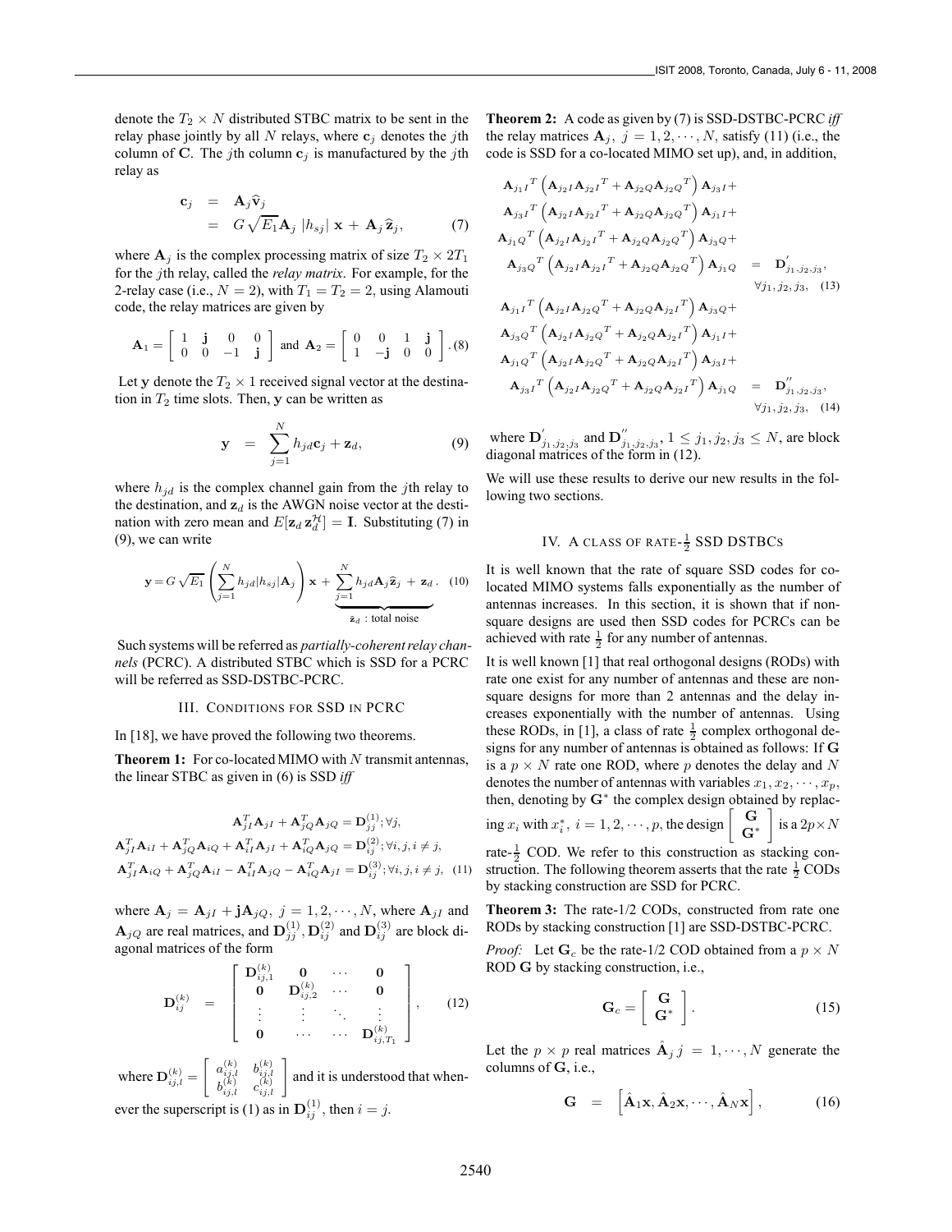denote the $T_2 \times N$ distributed STBC matrix to be sent in the relay phase jointly by all $N$ relays, where $\mathbf{c}_j$ denotes the $j$th column of $\mathbf{C}$. The $j$th column $\mathbf{c}_j$ is manufactured by the $j$th relay as

$$\mathbf{c}_j = \mathbf{A}_j \widehat{\mathbf{v}}_j = G\sqrt{E_1}\mathbf{A}_j \, |h_{sj}| \, \mathbf{x} + \mathbf{A}_j \widehat{\mathbf{z}}_j, \qquad (7)$$

where $\mathbf{A}_j$ is the complex processing matrix of size $T_2 \times 2T_1$ for the $j$th relay, called the *relay matrix*. For example, for the 2-relay case (i.e., $N = 2$), with $T_1 = T_2 = 2$, using Alamouti code, the relay matrices are given by

$$\mathbf{A}_1 = \begin{bmatrix} 1 & \mathbf{j} & 0 & 0 \\ 0 & 0 & -1 & \mathbf{j} \end{bmatrix} \text{ and } \mathbf{A}_2 = \begin{bmatrix} 0 & 0 & 1 & \mathbf{j} \\ 1 & -\mathbf{j} & 0 & 0 \end{bmatrix}. \quad (8)$$

Let $\mathbf{y}$ denote the $T_2 \times 1$ received signal vector at the destination in $T_2$ time slots. Then, $\mathbf{y}$ can be written as

$$\mathbf{y} = \sum_{j=1}^{N} h_{jd}\mathbf{c}_j + \mathbf{z}_d, \qquad (9)$$

where $h_{jd}$ is the complex channel gain from the $j$th relay to the destination, and $\mathbf{z}_d$ is the AWGN noise vector at the destination with zero mean and $E[\mathbf{z}_d \mathbf{z}_d^{\mathcal{H}}] = \mathbf{I}$. Substituting (7) in (9), we can write

$$\mathbf{y} = G\sqrt{E_1}\left(\sum_{j=1}^{N} h_{jd}|h_{sj}|\mathbf{A}_j\right)\mathbf{x} + \underbrace{\sum_{j=1}^{N} h_{jd}\mathbf{A}_j\widehat{\mathbf{z}}_j + \mathbf{z}_d}_{\tilde{\mathbf{z}}_d\,:\,\text{total noise}}. \quad (10)$$

Such systems will be referred as *partially-coherent relay channels* (PCRC). A distributed STBC which is SSD for a PCRC will be referred as SSD-DSTBC-PCRC.

## III. Conditions for SSD in PCRC

In [18], we have proved the following two theorems.

**Theorem 1:** For co-located MIMO with $N$ transmit antennas, the linear STBC as given in (6) is SSD *iff*

$$\begin{aligned}
&\mathbf{A}_{jI}^T\mathbf{A}_{jI} + \mathbf{A}_{jQ}^T\mathbf{A}_{jQ} = \mathbf{D}_{jj}^{(1)}; \forall j, \\
&\mathbf{A}_{jI}^T\mathbf{A}_{iI} + \mathbf{A}_{jQ}^T\mathbf{A}_{iQ} + \mathbf{A}_{iI}^T\mathbf{A}_{jI} + \mathbf{A}_{iQ}^T\mathbf{A}_{jQ} = \mathbf{D}_{ij}^{(2)}; \forall i,j, i \neq j, \\
&\mathbf{A}_{jI}^T\mathbf{A}_{iQ} + \mathbf{A}_{jQ}^T\mathbf{A}_{iI} - \mathbf{A}_{iI}^T\mathbf{A}_{jQ} - \mathbf{A}_{iQ}^T\mathbf{A}_{jI} = \mathbf{D}_{ij}^{(3)}; \forall i,j, i \neq j, \quad (11)
\end{aligned}$$

where $\mathbf{A}_j = \mathbf{A}_{jI} + \mathbf{j}\mathbf{A}_{jQ}, \ j = 1, 2, \cdots, N$, where $\mathbf{A}_{jI}$ and $\mathbf{A}_{jQ}$ are real matrices, and $\mathbf{D}_{jj}^{(1)}, \mathbf{D}_{ij}^{(2)}$ and $\mathbf{D}_{ij}^{(3)}$ are block diagonal matrices of the form

$$\mathbf{D}_{ij}^{(k)} = \begin{bmatrix} \mathbf{D}_{ij,1}^{(k)} & \mathbf{0} & \cdots & \mathbf{0} \\ \mathbf{0} & \mathbf{D}_{ij,2}^{(k)} & \cdots & \mathbf{0} \\ \vdots & \vdots & \ddots & \vdots \\ \mathbf{0} & \cdots & \cdots & \mathbf{D}_{ij,T_1}^{(k)} \end{bmatrix}, \qquad (12)$$

where $\mathbf{D}_{ij,l}^{(k)} = \begin{bmatrix} a_{ij,l}^{(k)} & b_{ij,l}^{(k)} \\ b_{ij,l}^{(k)} & c_{ij,l}^{(k)} \end{bmatrix}$ and it is understood that whenever the superscript is (1) as in $\mathbf{D}_{ij}^{(1)}$, then $i = j$.

**Theorem 2:** A code as given by (7) is SSD-DSTBC-PCRC *iff* the relay matrices $\mathbf{A}_j, \ j = 1, 2, \cdots, N$, satisfy (11) (i.e., the code is SSD for a co-located MIMO set up), and, in addition,

$$\begin{aligned}
&\mathbf{A}_{j_1 I}^T\left(\mathbf{A}_{j_2 I}\mathbf{A}_{j_2 I}^T + \mathbf{A}_{j_2 Q}\mathbf{A}_{j_2 Q}^T\right)\mathbf{A}_{j_3 I} + \\
&\mathbf{A}_{j_3 I}^T\left(\mathbf{A}_{j_2 I}\mathbf{A}_{j_2 I}^T + \mathbf{A}_{j_2 Q}\mathbf{A}_{j_2 Q}^T\right)\mathbf{A}_{j_1 I} + \\
&\mathbf{A}_{j_1 Q}^T\left(\mathbf{A}_{j_2 I}\mathbf{A}_{j_2 I}^T + \mathbf{A}_{j_2 Q}\mathbf{A}_{j_2 Q}^T\right)\mathbf{A}_{j_3 Q} + \\
&\mathbf{A}_{j_3 Q}^T\left(\mathbf{A}_{j_2 I}\mathbf{A}_{j_2 I}^T + \mathbf{A}_{j_2 Q}\mathbf{A}_{j_2 Q}^T\right)\mathbf{A}_{j_1 Q} = \mathbf{D}_{j_1,j_2,j_3}^{'}, \\
&\hspace{18em} \forall j_1, j_2, j_3, \quad (13) \\
&\mathbf{A}_{j_1 I}^T\left(\mathbf{A}_{j_2 I}\mathbf{A}_{j_2 Q}^T + \mathbf{A}_{j_2 Q}\mathbf{A}_{j_2 I}^T\right)\mathbf{A}_{j_3 Q} + \\
&\mathbf{A}_{j_3 Q}^T\left(\mathbf{A}_{j_2 I}\mathbf{A}_{j_2 Q}^T + \mathbf{A}_{j_2 Q}\mathbf{A}_{j_2 I}^T\right)\mathbf{A}_{j_1 I} + \\
&\mathbf{A}_{j_1 Q}^T\left(\mathbf{A}_{j_2 I}\mathbf{A}_{j_2 Q}^T + \mathbf{A}_{j_2 Q}\mathbf{A}_{j_2 I}^T\right)\mathbf{A}_{j_3 I} + \\
&\mathbf{A}_{j_3 I}^T\left(\mathbf{A}_{j_2 I}\mathbf{A}_{j_2 Q}^T + \mathbf{A}_{j_2 Q}\mathbf{A}_{j_2 I}^T\right)\mathbf{A}_{j_1 Q} = \mathbf{D}_{j_1,j_2,j_3}^{''}, \\
&\hspace{18em} \forall j_1, j_2, j_3, \quad (14)
\end{aligned}$$

where $\mathbf{D}_{j_1,j_2,j_3}^{'}$ and $\mathbf{D}_{j_1,j_2,j_3}^{''}, 1 \leq j_1, j_2, j_3 \leq N$, are block diagonal matrices of the form in (12).

We will use these results to derive our new results in the following two sections.

## IV. A class of rate-$\frac{1}{2}$ SSD DSTBCs

It is well known that the rate of square SSD codes for co-located MIMO systems falls exponentially as the number of antennas increases. In this section, it is shown that if non-square designs are used then SSD codes for PCRCs can be achieved with rate $\frac{1}{2}$ for any number of antennas.

It is well known [1] that real orthogonal designs (RODs) with rate one exist for any number of antennas and these are non-square designs for more than 2 antennas and the delay increases exponentially with the number of antennas. Using these RODs, in [1], a class of rate $\frac{1}{2}$ complex orthogonal designs for any number of antennas is obtained as follows: If $\mathbf{G}$ is a $p \times N$ rate one ROD, where $p$ denotes the delay and $N$ denotes the number of antennas with variables $x_1, x_2, \cdots, x_p$, then, denoting by $\mathbf{G}^*$ the complex design obtained by replacing $x_i$ with $x_i^*, \ i = 1, 2, \cdots, p$, the design $\begin{bmatrix} \mathbf{G} \\ \mathbf{G}^* \end{bmatrix}$ is a $2p \times N$ rate-$\frac{1}{2}$ COD. We refer to this construction as stacking construction. The following theorem asserts that the rate $\frac{1}{2}$ CODs by stacking construction are SSD for PCRC.

**Theorem 3:** The rate-1/2 CODs, constructed from rate one RODs by stacking construction [1] are SSD-DSTBC-PCRC.

*Proof:* Let $\mathbf{G}_c$ be the rate-1/2 COD obtained from a $p \times N$ ROD $\mathbf{G}$ by stacking construction, i.e.,

$$\mathbf{G}_c = \begin{bmatrix} \mathbf{G} \\ \mathbf{G}^* \end{bmatrix}. \qquad (15)$$

Let the $p \times p$ real matrices $\hat{\mathbf{A}}_j \ j = 1, \cdots, N$ generate the columns of $\mathbf{G}$, i.e.,

$$\mathbf{G} = \left[\hat{\mathbf{A}}_1\mathbf{x}, \hat{\mathbf{A}}_2\mathbf{x}, \cdots, \hat{\mathbf{A}}_N\mathbf{x}\right], \qquad (16)$$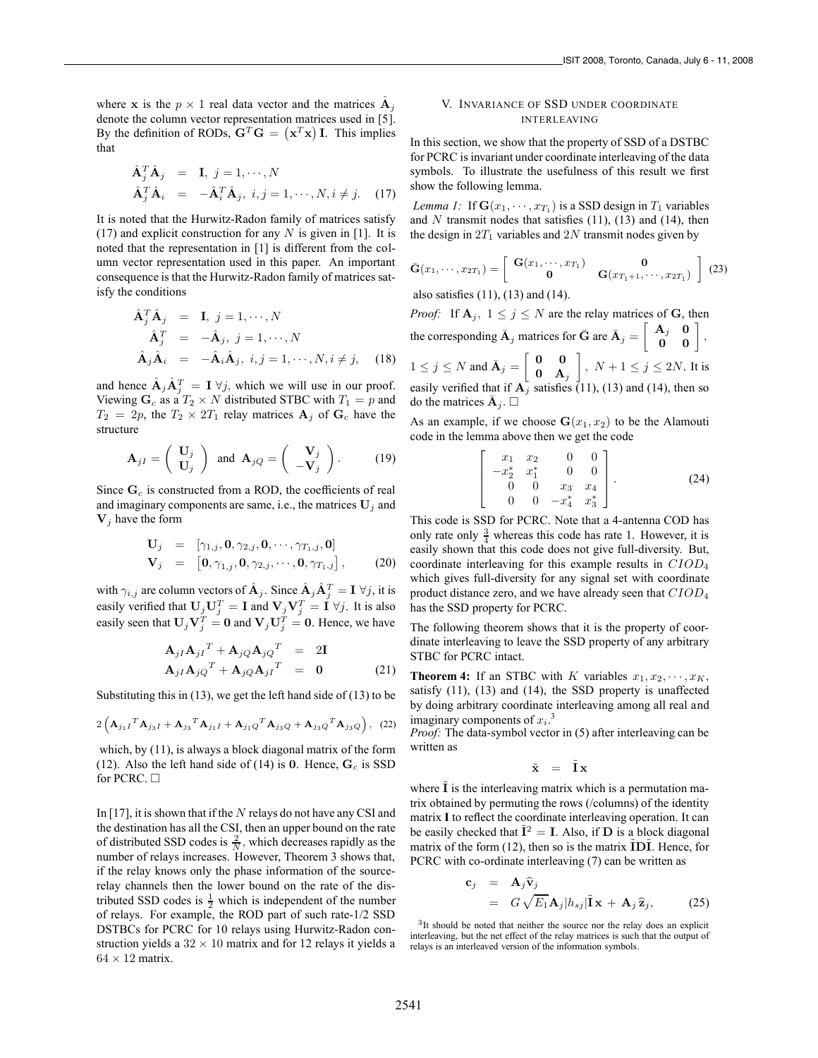where $\mathbf{x}$ is the $p \times 1$ real data vector and the matrices $\hat{\mathbf{A}}_j$ denote the column vector representation matrices used in [5]. By the definition of RODs, $\mathbf{G}^T\mathbf{G} = \left(\mathbf{x}^T\mathbf{x}\right)\mathbf{I}$. This implies that

$$
\begin{aligned}
\hat{\mathbf{A}}_j^T \hat{\mathbf{A}}_j &= \mathbf{I},\ j = 1, \cdots, N \\
\hat{\mathbf{A}}_j^T \hat{\mathbf{A}}_i &= -\hat{\mathbf{A}}_i^T \hat{\mathbf{A}}_j,\ i,j = 1, \cdots, N, i \neq j. \quad (17)
\end{aligned}
$$

It is noted that the Hurwitz-Radon family of matrices satisfy (17) and explicit construction for any $N$ is given in [1]. It is noted that the representation in [1] is different from the column vector representation used in this paper. An important consequence is that the Hurwitz-Radon family of matrices satisfy the conditions

$$
\begin{aligned}
\hat{\mathbf{A}}_j^T \hat{\mathbf{A}}_j &= \mathbf{I},\ j = 1, \cdots, N \\
\hat{\mathbf{A}}_j^T &= -\hat{\mathbf{A}}_j,\ j = 1, \cdots, N \\
\hat{\mathbf{A}}_j \hat{\mathbf{A}}_i &= -\hat{\mathbf{A}}_i \hat{\mathbf{A}}_j,\ i,j = 1, \cdots, N, i \neq j, \quad (18)
\end{aligned}
$$

and hence $\hat{\mathbf{A}}_j \hat{\mathbf{A}}_j^T = \mathbf{I}\ \forall j$, which we will use in our proof. Viewing $\mathbf{G}_c$ as a $T_2 \times N$ distributed STBC with $T_1 = p$ and $T_2 = 2p$, the $T_2 \times 2T_1$ relay matrices $\mathbf{A}_j$ of $\mathbf{G}_c$ have the structure

$$
\mathbf{A}_{jI} = \begin{pmatrix} \mathbf{U}_j \\ \mathbf{U}_j \end{pmatrix} \text{ and } \mathbf{A}_{jQ} = \begin{pmatrix} \mathbf{V}_j \\ -\mathbf{V}_j \end{pmatrix}. \quad (19)
$$

Since $\mathbf{G}_c$ is constructed from a ROD, the coefficients of real and imaginary components are same, i.e., the matrices $\mathbf{U}_j$ and $\mathbf{V}_j$ have the form

$$
\begin{aligned}
\mathbf{U}_j &= [\gamma_{1,j}, \mathbf{0}, \gamma_{2,j}, \mathbf{0}, \cdots, \gamma_{T_1,j}, \mathbf{0}] \\
\mathbf{V}_j &= [\mathbf{0}, \gamma_{1,j}, \mathbf{0}, \gamma_{2,j}, \cdots, \mathbf{0}, \gamma_{T_1,j}], \quad (20)
\end{aligned}
$$

with $\gamma_{i,j}$ are column vectors of $\hat{\mathbf{A}}_j$. Since $\hat{\mathbf{A}}_j \hat{\mathbf{A}}_j^T = \mathbf{I}\ \forall j$, it is easily verified that $\mathbf{U}_j \mathbf{U}_j^T = \mathbf{I}$ and $\mathbf{V}_j \mathbf{V}_j^T = \mathbf{I}\ \forall j$. It is also easily seen that $\mathbf{U}_j \mathbf{V}_j^T = \mathbf{0}$ and $\mathbf{V}_j \mathbf{U}_j^T = \mathbf{0}$. Hence, we have

$$
\begin{aligned}
\mathbf{A}_{jI} {\mathbf{A}_{jI}}^T + \mathbf{A}_{jQ} {\mathbf{A}_{jQ}}^T &= 2\mathbf{I} \\
\mathbf{A}_{jI} {\mathbf{A}_{jQ}}^T + \mathbf{A}_{jQ} {\mathbf{A}_{jI}}^T &= \mathbf{0} \quad (21)
\end{aligned}
$$

Substituting this in (13), we get the left hand side of (13) to be

$$
2\left(\mathbf{A}_{j_1 I}{}^T \mathbf{A}_{j_3 I} + \mathbf{A}_{j_3}{}^T \mathbf{A}_{j_1 I} + \mathbf{A}_{j_1 Q}{}^T \mathbf{A}_{j_3 Q} + \mathbf{A}_{j_3 Q}{}^T \mathbf{A}_{j_3 Q}\right), \quad (22)
$$

which, by (11), is always a block diagonal matrix of the form (12). Also the left hand side of (14) is $\mathbf{0}$. Hence, $\mathbf{G}_c$ is SSD for PCRC. □

In [17], it is shown that if the $N$ relays do not have any CSI and the destination has all the CSI, then an upper bound on the rate of distributed SSD codes is $\frac{2}{N}$, which decreases rapidly as the number of relays increases. However, Theorem 3 shows that, if the relay knows only the phase information of the source-relay channels then the lower bound on the rate of the distributed SSD codes is $\frac{1}{2}$ which is independent of the number of relays. For example, the ROD part of such rate-1/2 SSD DSTBCs for PCRC for 10 relays using Hurwitz-Radon construction yields a $32 \times 10$ matrix and for 12 relays it yields a $64 \times 12$ matrix.

## V. Invariance of SSD under coordinate interleaving

In this section, we show that the property of SSD of a DSTBC for PCRC is invariant under coordinate interleaving of the data symbols. To illustrate the usefulness of this result we first show the following lemma.

*Lemma 1:* If $\mathbf{G}(x_1, \cdots, x_{T_1})$ is a SSD design in $T_1$ variables and $N$ transmit nodes that satisfies (11), (13) and (14), then the design in $2T_1$ variables and $2N$ transmit nodes given by

$$
\bar{\mathbf{G}}(x_1, \cdots, x_{2T_1}) = \begin{bmatrix} \mathbf{G}(x_1, \cdots, x_{T_1}) & \mathbf{0} \\ \mathbf{0} & \mathbf{G}(x_{T_1+1}, \cdots, x_{2T_1}) \end{bmatrix} \quad (23)
$$

also satisfies (11), (13) and (14).

*Proof:* If $\mathbf{A}_j$, $1 \leq j \leq N$ are the relay matrices of $\mathbf{G}$, then the corresponding $\bar{\mathbf{A}}_j$ matrices for $\bar{\mathbf{G}}$ are $\bar{\mathbf{A}}_j = \begin{bmatrix} \mathbf{A}_j & \mathbf{0} \\ \mathbf{0} & \mathbf{0} \end{bmatrix}$, $1 \leq j \leq N$ and $\bar{\mathbf{A}}_j = \begin{bmatrix} \mathbf{0} & \mathbf{0} \\ \mathbf{0} & \mathbf{A}_j \end{bmatrix}$, $N+1 \leq j \leq 2N$. It is easily verified that if $\mathbf{A}_j$ satisfies (11), (13) and (14), then so do the matrices $\bar{\mathbf{A}}_j$. □

As an example, if we choose $\mathbf{G}(x_1, x_2)$ to be the Alamouti code in the lemma above then we get the code

$$
\begin{bmatrix} x_1 & x_2 & 0 & 0 \\ -x_2^* & x_1^* & 0 & 0 \\ 0 & 0 & x_3 & x_4 \\ 0 & 0 & -x_4^* & x_3^* \end{bmatrix}. \quad (24)
$$

This code is SSD for PCRC. Note that a 4-antenna COD has only rate only $\frac{3}{4}$ whereas this code has rate 1. However, it is easily shown that this code does not give full-diversity. But, coordinate interleaving for this example results in $CIOD_4$ which gives full-diversity for any signal set with coordinate product distance zero, and we have already seen that $CIOD_4$ has the SSD property for PCRC.

The following theorem shows that it is the property of coordinate interleaving to leave the SSD property of any arbitrary STBC for PCRC intact.

**Theorem 4:** If an STBC with $K$ variables $x_1, x_2, \cdots, x_K$, satisfy (11), (13) and (14), the SSD property is unaffected by doing arbitrary coordinate interleaving among all real and imaginary components of $x_i$.[3]

*Proof:* The data-symbol vector in (5) after interleaving can be written as

$$
\tilde{\mathbf{x}} = \tilde{\mathbf{I}}\,\mathbf{x}
$$

where $\tilde{\mathbf{I}}$ is the interleaving matrix which is a permutation matrix obtained by permuting the rows (/columns) of the identity matrix $\mathbf{I}$ to reflect the coordinate interleaving operation. It can be easily checked that $\tilde{\mathbf{I}}^2 = \mathbf{I}$. Also, if $\mathbf{D}$ is a block diagonal matrix of the form (12), then so is the matrix $\tilde{\mathbf{I}}\mathbf{D}\tilde{\mathbf{I}}$. Hence, for PCRC with co-ordinate interleaving (7) can be written as

$$
\begin{aligned}
\mathbf{c}_j &= \mathbf{A}_j \widehat{\mathbf{v}}_j \\
&= G\sqrt{E_1}\mathbf{A}_j |h_{sj}| \tilde{\mathbf{I}}\,\mathbf{x} + \mathbf{A}_j \widehat{\mathbf{z}}_j, \quad (25)
\end{aligned}
$$

[3] It should be noted that neither the source nor the relay does an explicit interleaving, but the net effect of the relay matrices is such that the output of relays is an interleaved version of the information symbols.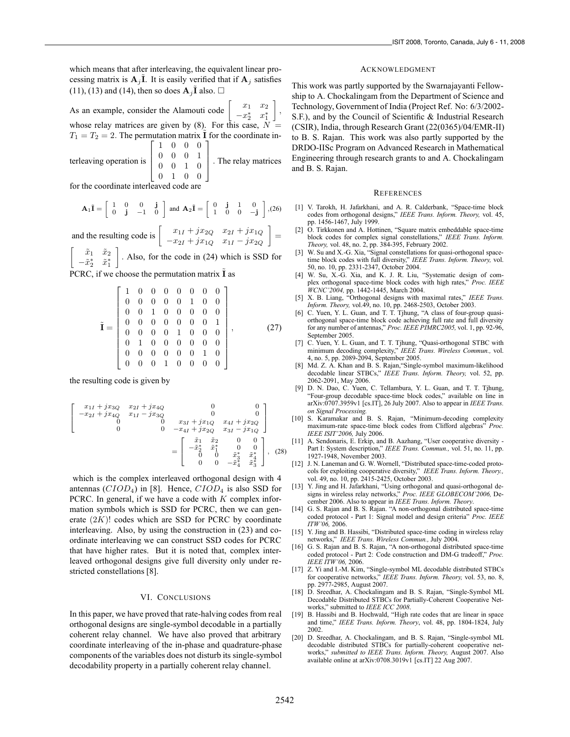which means that after interleaving, the equivalent linear processing matrix is $\mathbf{A}_j\tilde{\mathbf{I}}$. It is easily verified that if $\mathbf{A}_j$ satisfies (11), (13) and (14), then so does $\mathbf{A}_j\tilde{\mathbf{I}}$ also. $\square$

As an example, consider the Alamouti code $\begin{bmatrix} x_1 & x_2 \\ -x_2^* & x_1^* \end{bmatrix}$, whose relay matrices are given by (8). For this case, $N = T_1 = T_2 = 2$. The permutation matrix $\tilde{\mathbf{I}}$ for the coordinate interleaving operation is $\begin{bmatrix} 1 & 0 & 0 & 0 \\ 0 & 0 & 0 & 1 \\ 0 & 0 & 1 & 0 \\ 0 & 1 & 0 & 0 \end{bmatrix}$. The relay matrices for the coordinate interleaved code are

$$\mathbf{A}_1\tilde{\mathbf{I}} = \begin{bmatrix} 1 & 0 & 0 & \mathbf{j} \\ 0 & \mathbf{j} & -1 & 0 \end{bmatrix} \text{ and } \mathbf{A}_2\tilde{\mathbf{I}} = \begin{bmatrix} 0 & \mathbf{j} & 1 & 0 \\ 1 & 0 & 0 & -\mathbf{j} \end{bmatrix}, \quad (26)$$

and the resulting code is $\begin{bmatrix} x_{1I} + jx_{2Q} & x_{2I} + jx_{1Q} \\ -x_{2I} + jx_{1Q} & x_{1I} - jx_{2Q} \end{bmatrix} = \begin{bmatrix} \tilde{x}_1 & \tilde{x}_2 \\ -\tilde{x}_2^* & \tilde{x}_1^* \end{bmatrix}$. Also, for the code in (24) which is SSD for PCRC, if we choose the permutation matrix $\tilde{\mathbf{I}}$ as

$$\tilde{\mathbf{I}} = \begin{bmatrix} 1 & 0 & 0 & 0 & 0 & 0 & 0 & 0 \\ 0 & 0 & 0 & 0 & 0 & 1 & 0 & 0 \\ 0 & 0 & 1 & 0 & 0 & 0 & 0 & 0 \\ 0 & 0 & 0 & 0 & 0 & 0 & 0 & 1 \\ 0 & 0 & 0 & 0 & 1 & 0 & 0 & 0 \\ 0 & 1 & 0 & 0 & 0 & 0 & 0 & 0 \\ 0 & 0 & 0 & 0 & 0 & 0 & 1 & 0 \\ 0 & 0 & 0 & 1 & 0 & 0 & 0 & 0 \end{bmatrix}, \quad (27)$$

the resulting code is given by

$$\begin{bmatrix} x_{1I} + jx_{3Q} & x_{2I} + jx_{4Q} & 0 & 0 \\ -x_{2I} + jx_{4Q} & x_{1I} - jx_{3Q} & 0 & 0 \\ 0 & 0 & x_{3I} + jx_{1Q} & x_{4I} + jx_{2Q} \\ 0 & 0 & -x_{4I} + jx_{2Q} & x_{3I} - jx_{1Q} \end{bmatrix} = \begin{bmatrix} \tilde{x}_1 & \tilde{x}_2 & 0 & 0 \\ -\tilde{x}_2^* & \tilde{x}_1^* & 0 & 0 \\ 0 & 0 & \tilde{x}_3 & \tilde{x}_4 \\ 0 & 0 & -\tilde{x}_4^* & \tilde{x}_3^* \end{bmatrix}, \quad (28)$$

which is the complex interleaved orthogonal design with 4 antennas ($CIOD_4$) in [8]. Hence, $CIOD_4$ is also SSD for PCRC. In general, if we have a code with $K$ complex information symbols which is SSD for PCRC, then we can generate $(2K)!$ codes which are SSD for PCRC by coordinate interleaving. Also, by using the construction in (23) and coordinate interleaving we can construct SSD codes for PCRC that have higher rates. But it is noted that, complex interleaved orthogonal designs give full diversity only under restricted constellations [8].

## VI. Conclusions

In this paper, we have proved that rate-halving codes from real orthogonal designs are single-symbol decodable in a partially coherent relay channel. We have also proved that arbitrary coordinate interleaving of the in-phase and quadrature-phase components of the variables does not disturb its single-symbol decodability property in a partially coherent relay channel.

## Acknowledgment

This work was partly supported by the Swarnajayanti Fellowship to A. Chockalingam from the Department of Science and Technology, Government of India (Project Ref. No: 6/3/2002-S.F.), and by the Council of Scientific & Industrial Research (CSIR), India, through Research Grant (22(0365)/04/EMR-II) to B. S. Rajan. This work was also partly supported by the DRDO-IISc Program on Advanced Research in Mathematical Engineering through research grants to and A. Chockalingam and B. S. Rajan.

## References

[1] V. Tarokh, H. Jafarkhani, and A. R. Calderbank, "Space-time block codes from orthogonal designs," *IEEE Trans. Inform. Theory,* vol. 45, pp. 1456-1467, July 1999.

[2] O. Tirkkonen and A. Hottinen, "Square matrix embeddable space-time block codes for complex signal constellations," *IEEE Trans. Inform. Theory,* vol. 48, no. 2, pp. 384-395, February 2002.

[3] W. Su and X.-G. Xia, "Signal constellations for quasi-orthogonal space-time block codes with full diversity," *IEEE Trans. Inform. Theory,* vol. 50, no. 10, pp. 2331-2347, October 2004.

[4] W. Su, X.-G. Xia, and K. J. R. Liu, "Systematic design of complex orthogonal space-time block codes with high rates," *Proc. IEEE WCNC'2004,* pp. 1442-1445, March 2004.

[5] X. B. Liang, "Orthogonal designs with maximal rates," *IEEE Trans. Inform. Theory,* vol.49, no. 10, pp. 2468-2503, October 2003.

[6] C. Yuen, Y. L. Guan, and T. T. Tjhung, "A class of four-group quasi-orthogonal space-time block code achieving full rate and full diversity for any number of antennas," *Proc. IEEE PIMRC2005,* vol. 1, pp. 92-96, September 2005.

[7] C. Yuen, Y. L. Guan, and T. T. Tjhung, "Quasi-orthogonal STBC with minimum decoding complexity," *IEEE Trans. Wireless Commun.,* vol. 4, no. 5, pp. 2089-2094, September 2005.

[8] Md. Z. A. Khan and B. S. Rajan,"Single-symbol maximum-likelihood decodable linear STBCs," *IEEE Trans. Inform. Theory,* vol. 52, pp. 2062-2091, May 2006.

[9] D. N. Dao, C. Yuen, C. Tellambura, Y. L. Guan, and T. T. Tjhung, "Four-group decodable space-time block codes," available on line in arXiv:0707.3959v1 [cs.IT], 26 July 2007. Also to appear in *IEEE Trans. on Signal Processing.*

[10] S. Karamakar and B. S. Rajan, "Minimum-decoding complexity maximum-rate space-time block codes from Clifford algebras" *Proc. IEEE ISIT'2006,* July 2006.

[11] A. Sendonaris, E. Erkip, and B. Aazhang, "User cooperative diversity - Part I: System description," *IEEE Trans. Commun.,* vol. 51, no. 11, pp. 1927-1948, November 2003.

[12] J. N. Laneman and G. W. Wornell, "Distributed space-time-coded protocols for exploiting cooperative diversity," *IEEE Trans. Inform. Theory:,* vol. 49, no. 10, pp. 2415-2425, October 2003.

[13] Y. Jing and H. Jafarkhani, "Using orthogonal and quasi-orthogonal designs in wireless relay networks," *Proc. IEEE GLOBECOM'2006,* December 2006. Also to appear in *IEEE Trans. Inform. Theory.*

[14] G. S. Rajan and B. S. Rajan. "A non-orthogonal distributed space-time coded protocol - Part 1: Signal model and design criteria" *Proc. IEEE ITW'06,* 2006.

[15] Y. Jing and B. Hassibi, "Distributed space-time coding in wireless relay networks," *IEEE Trans. Wireless Commun.,* July 2004.

[16] G. S. Rajan and B. S. Rajan, "A non-orthogonal distributed space-time coded protocol - Part 2: Code construction and DM-G tradeoff," *Proc. IEEE ITW'06,* 2006.

[17] Z. Yi and I.-M. Kim, "Single-symbol ML decodable distributed STBCs for cooperative networks," *IEEE Trans. Inform. Theory,* vol. 53, no. 8, pp. 2977-2985, August 2007.

[18] D. Sreedhar, A. Chockalingam and B. S. Rajan, "Single-Symbol ML Decodable Distributed STBCs for Partially-Coherent Cooperative Networks," submitted to *IEEE ICC 2008.*

[19] B. Hassibi and B. Hochwald, "High rate codes that are linear in space and time," *IEEE Trans. Inform. Theory*, vol. 48, pp. 1804-1824, July 2002.

[20] D. Sreedhar, A. Chockalingam, and B. S. Rajan, "Single-symbol ML decodable distributed STBCs for partially-coherent cooperative networks," *submitted to IEEE Trans. Inform. Theory,* August 2007. Also available online at arXiv:0708.3019v1 [cs.IT] 22 Aug 2007.